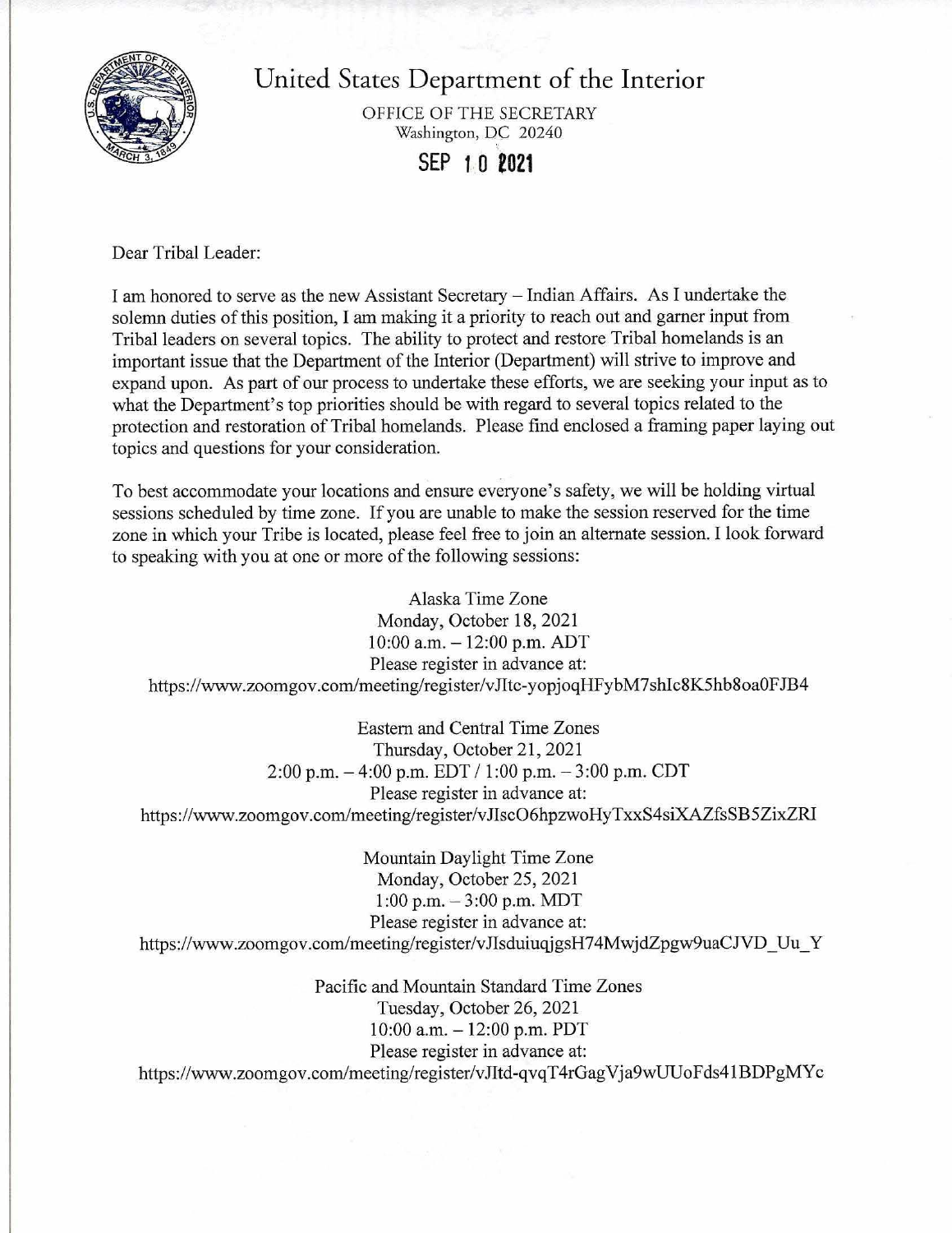# United States Department of the Interior

OFFICE OF THE SECRETARY
Washington, DC 20240

SEP 10 2021

Dear Tribal Leader:

I am honored to serve as the new Assistant Secretary – Indian Affairs. As I undertake the solemn duties of this position, I am making it a priority to reach out and garner input from Tribal leaders on several topics. The ability to protect and restore Tribal homelands is an important issue that the Department of the Interior (Department) will strive to improve and expand upon. As part of our process to undertake these efforts, we are seeking your input as to what the Department's top priorities should be with regard to several topics related to the protection and restoration of Tribal homelands. Please find enclosed a framing paper laying out topics and questions for your consideration.

To best accommodate your locations and ensure everyone's safety, we will be holding virtual sessions scheduled by time zone. If you are unable to make the session reserved for the time zone in which your Tribe is located, please feel free to join an alternate session. I look forward to speaking with you at one or more of the following sessions:

Alaska Time Zone
Monday, October 18, 2021
10:00 a.m. – 12:00 p.m. ADT
Please register in advance at:
https://www.zoomgov.com/meeting/register/vJItc-yopjoqHFybM7shIc8K5hb8oa0FJB4

Eastern and Central Time Zones
Thursday, October 21, 2021
2:00 p.m. – 4:00 p.m. EDT / 1:00 p.m. – 3:00 p.m. CDT
Please register in advance at:
https://www.zoomgov.com/meeting/register/vJIscO6hpzwoHyTxxS4siXAZfsSB5ZixZRI

Mountain Daylight Time Zone
Monday, October 25, 2021
1:00 p.m. – 3:00 p.m. MDT
Please register in advance at:
https://www.zoomgov.com/meeting/register/vJIsduiuqjgsH74MwjdZpgw9uaCJVD_Uu_Y

Pacific and Mountain Standard Time Zones
Tuesday, October 26, 2021
10:00 a.m. – 12:00 p.m. PDT
Please register in advance at:
https://www.zoomgov.com/meeting/register/vJItd-qvqT4rGagVja9wUUoFds41BDPgMYc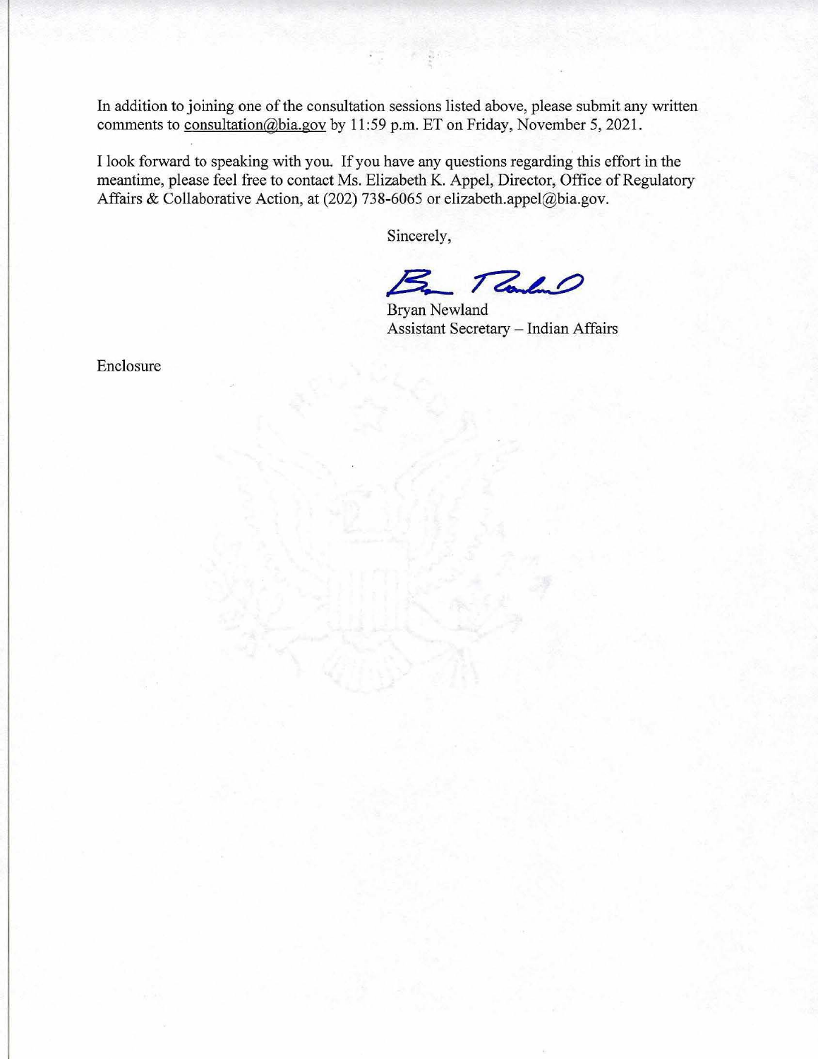In addition to joining one of the consultation sessions listed above, please submit any written comments to consultation@bia.gov by 11:59 p.m. ET on Friday, November 5, 2021.

I look forward to speaking with you. If you have any questions regarding this effort in the meantime, please feel free to contact Ms. Elizabeth K. Appel, Director, Office of Regulatory Affairs & Collaborative Action, at (202) 738-6065 or elizabeth.appel@bia.gov.

Sincerely,

Bryan Newland
Assistant Secretary – Indian Affairs

Enclosure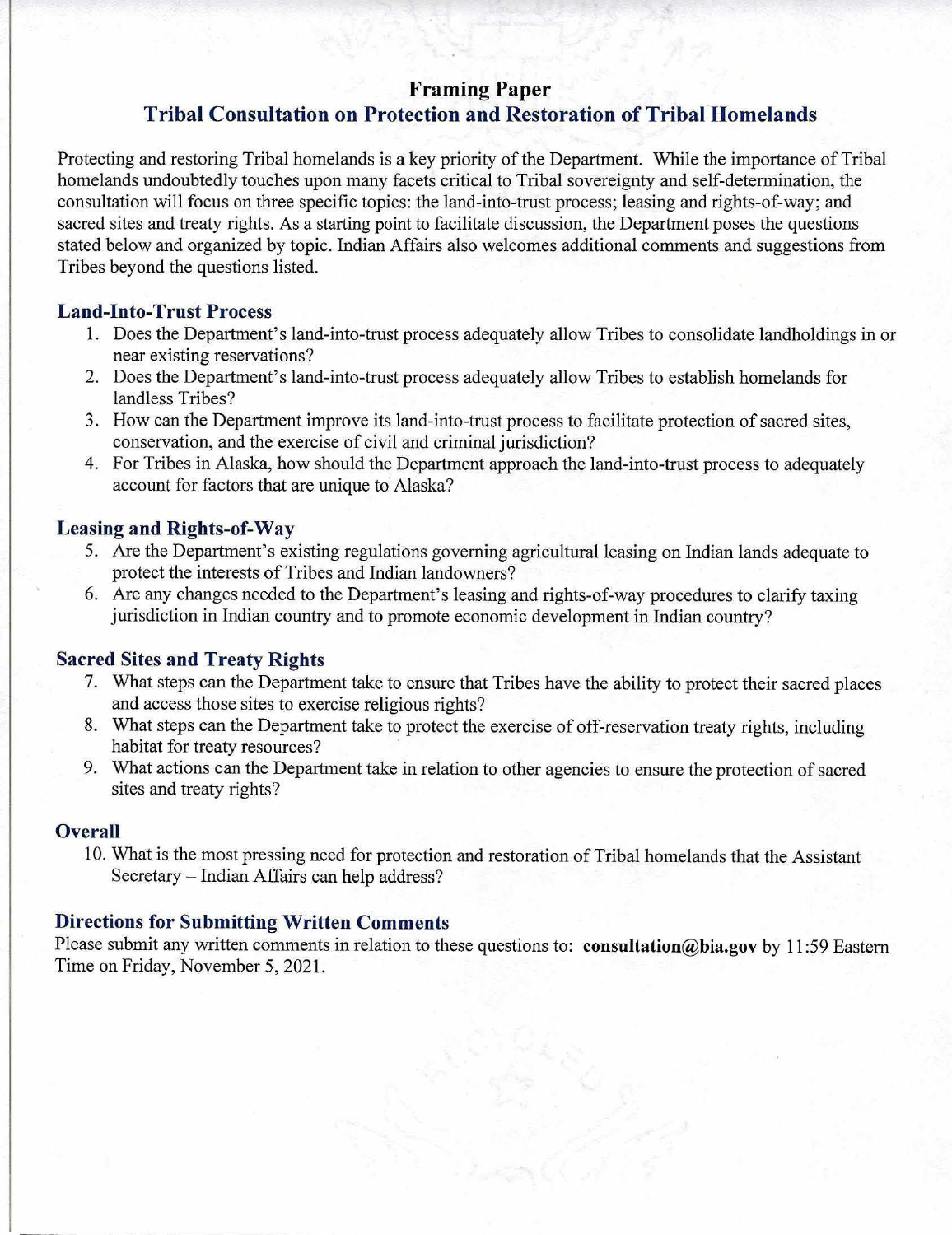# Framing Paper

## Tribal Consultation on Protection and Restoration of Tribal Homelands

Protecting and restoring Tribal homelands is a key priority of the Department. While the importance of Tribal homelands undoubtedly touches upon many facets critical to Tribal sovereignty and self-determination, the consultation will focus on three specific topics: the land-into-trust process; leasing and rights-of-way; and sacred sites and treaty rights. As a starting point to facilitate discussion, the Department poses the questions stated below and organized by topic. Indian Affairs also welcomes additional comments and suggestions from Tribes beyond the questions listed.

### Land-Into-Trust Process

1. Does the Department's land-into-trust process adequately allow Tribes to consolidate landholdings in or near existing reservations?
2. Does the Department's land-into-trust process adequately allow Tribes to establish homelands for landless Tribes?
3. How can the Department improve its land-into-trust process to facilitate protection of sacred sites, conservation, and the exercise of civil and criminal jurisdiction?
4. For Tribes in Alaska, how should the Department approach the land-into-trust process to adequately account for factors that are unique to Alaska?

### Leasing and Rights-of-Way

5. Are the Department's existing regulations governing agricultural leasing on Indian lands adequate to protect the interests of Tribes and Indian landowners?
6. Are any changes needed to the Department's leasing and rights-of-way procedures to clarify taxing jurisdiction in Indian country and to promote economic development in Indian country?

### Sacred Sites and Treaty Rights

7. What steps can the Department take to ensure that Tribes have the ability to protect their sacred places and access those sites to exercise religious rights?
8. What steps can the Department take to protect the exercise of off-reservation treaty rights, including habitat for treaty resources?
9. What actions can the Department take in relation to other agencies to ensure the protection of sacred sites and treaty rights?

### Overall

10. What is the most pressing need for protection and restoration of Tribal homelands that the Assistant Secretary – Indian Affairs can help address?

### Directions for Submitting Written Comments

Please submit any written comments in relation to these questions to: **consultation@bia.gov** by 11:59 Eastern Time on Friday, November 5, 2021.